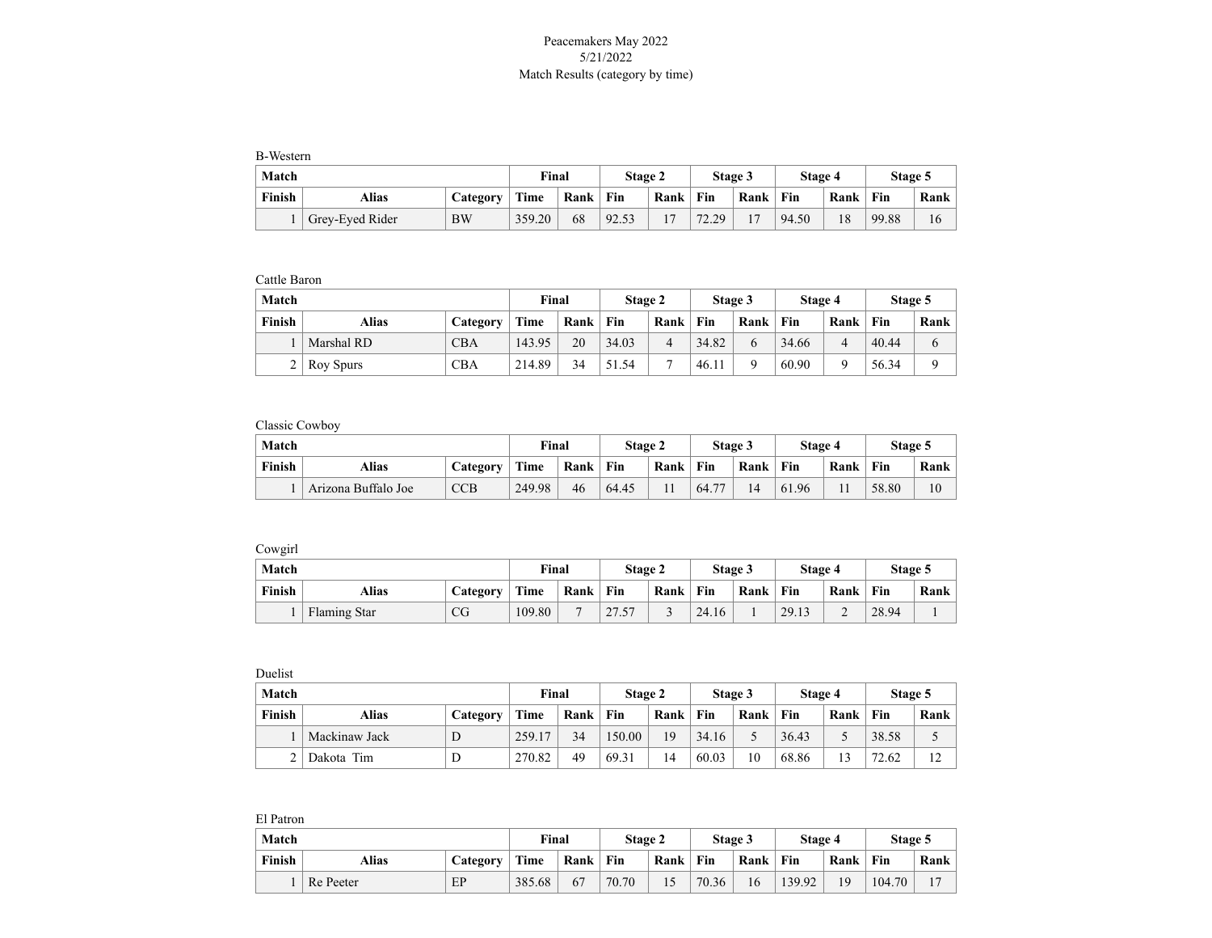Peacemakers May 2022
5/21/2022
Match Results (category by time)

B-Western

| Match | | | Final | | Stage 2 | | Stage 3 | | Stage 4 | | Stage 5 | |
|---|---|---|---|---|---|---|---|---|---|---|---|---|
| Finish | Alias | Category | Time | Rank | Fin | Rank | Fin | Rank | Fin | Rank | Fin | Rank |
| 1 | Grey-Eyed Rider | BW | 359.20 | 68 | 92.53 | 17 | 72.29 | 17 | 94.50 | 18 | 99.88 | 16 |

Cattle Baron

| Match | | | Final | | Stage 2 | | Stage 3 | | Stage 4 | | Stage 5 | |
|---|---|---|---|---|---|---|---|---|---|---|---|---|
| Finish | Alias | Category | Time | Rank | Fin | Rank | Fin | Rank | Fin | Rank | Fin | Rank |
| 1 | Marshal RD | CBA | 143.95 | 20 | 34.03 | 4 | 34.82 | 6 | 34.66 | 4 | 40.44 | 6 |
| 2 | Roy Spurs | CBA | 214.89 | 34 | 51.54 | 7 | 46.11 | 9 | 60.90 | 9 | 56.34 | 9 |

Classic Cowboy

| Match | | | Final | | Stage 2 | | Stage 3 | | Stage 4 | | Stage 5 | |
|---|---|---|---|---|---|---|---|---|---|---|---|---|
| Finish | Alias | Category | Time | Rank | Fin | Rank | Fin | Rank | Fin | Rank | Fin | Rank |
| 1 | Arizona Buffalo Joe | CCB | 249.98 | 46 | 64.45 | 11 | 64.77 | 14 | 61.96 | 11 | 58.80 | 10 |

Cowgirl

| Match | | | Final | | Stage 2 | | Stage 3 | | Stage 4 | | Stage 5 | |
|---|---|---|---|---|---|---|---|---|---|---|---|---|
| Finish | Alias | Category | Time | Rank | Fin | Rank | Fin | Rank | Fin | Rank | Fin | Rank |
| 1 | Flaming Star | CG | 109.80 | 7 | 27.57 | 3 | 24.16 | 1 | 29.13 | 2 | 28.94 | 1 |

Duelist

| Match | | | Final | | Stage 2 | | Stage 3 | | Stage 4 | | Stage 5 | |
|---|---|---|---|---|---|---|---|---|---|---|---|---|
| Finish | Alias | Category | Time | Rank | Fin | Rank | Fin | Rank | Fin | Rank | Fin | Rank |
| 1 | Mackinaw Jack | D | 259.17 | 34 | 150.00 | 19 | 34.16 | 5 | 36.43 | 5 | 38.58 | 5 |
| 2 | Dakota Tim | D | 270.82 | 49 | 69.31 | 14 | 60.03 | 10 | 68.86 | 13 | 72.62 | 12 |

El Patron

| Match | | | Final | | Stage 2 | | Stage 3 | | Stage 4 | | Stage 5 | |
|---|---|---|---|---|---|---|---|---|---|---|---|---|
| Finish | Alias | Category | Time | Rank | Fin | Rank | Fin | Rank | Fin | Rank | Fin | Rank |
| 1 | Re Peeter | EP | 385.68 | 67 | 70.70 | 15 | 70.36 | 16 | 139.92 | 19 | 104.70 | 17 |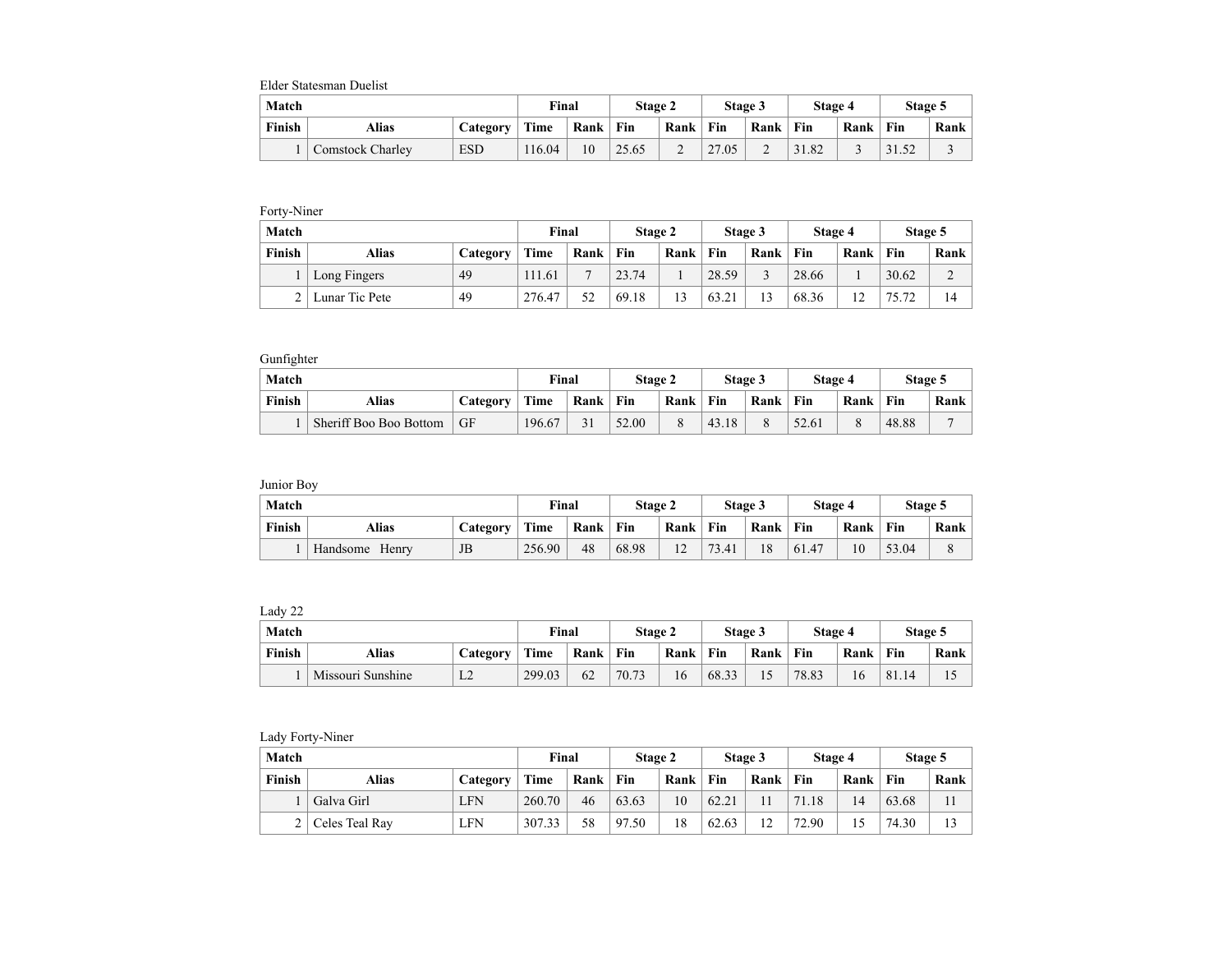Elder Statesman Duelist

| Match | | | Final | | Stage 2 | | Stage 3 | | Stage 4 | | Stage 5 | |
|---|---|---|---|---|---|---|---|---|---|---|---|---|
| Finish | Alias | Category | Time | Rank | Fin | Rank | Fin | Rank | Fin | Rank | Fin | Rank |
| 1 | Comstock Charley | ESD | 116.04 | 10 | 25.65 | 2 | 27.05 | 2 | 31.82 | 3 | 31.52 | 3 |

Forty-Niner

| Match | | | Final | | Stage 2 | | Stage 3 | | Stage 4 | | Stage 5 | |
|---|---|---|---|---|---|---|---|---|---|---|---|---|
| Finish | Alias | Category | Time | Rank | Fin | Rank | Fin | Rank | Fin | Rank | Fin | Rank |
| 1 | Long Fingers | 49 | 111.61 | 7 | 23.74 | 1 | 28.59 | 3 | 28.66 | 1 | 30.62 | 2 |
| 2 | Lunar Tic Pete | 49 | 276.47 | 52 | 69.18 | 13 | 63.21 | 13 | 68.36 | 12 | 75.72 | 14 |

Gunfighter

| Match | | | Final | | Stage 2 | | Stage 3 | | Stage 4 | | Stage 5 | |
|---|---|---|---|---|---|---|---|---|---|---|---|---|
| Finish | Alias | Category | Time | Rank | Fin | Rank | Fin | Rank | Fin | Rank | Fin | Rank |
| 1 | Sheriff Boo Boo Bottom | GF | 196.67 | 31 | 52.00 | 8 | 43.18 | 8 | 52.61 | 8 | 48.88 | 7 |

Junior Boy

| Match | | | Final | | Stage 2 | | Stage 3 | | Stage 4 | | Stage 5 | |
|---|---|---|---|---|---|---|---|---|---|---|---|---|
| Finish | Alias | Category | Time | Rank | Fin | Rank | Fin | Rank | Fin | Rank | Fin | Rank |
| 1 | Handsome Henry | JB | 256.90 | 48 | 68.98 | 12 | 73.41 | 18 | 61.47 | 10 | 53.04 | 8 |

Lady 22

| Match | | | Final | | Stage 2 | | Stage 3 | | Stage 4 | | Stage 5 | |
|---|---|---|---|---|---|---|---|---|---|---|---|---|
| Finish | Alias | Category | Time | Rank | Fin | Rank | Fin | Rank | Fin | Rank | Fin | Rank |
| 1 | Missouri Sunshine | L2 | 299.03 | 62 | 70.73 | 16 | 68.33 | 15 | 78.83 | 16 | 81.14 | 15 |

Lady Forty-Niner

| Match | | | Final | | Stage 2 | | Stage 3 | | Stage 4 | | Stage 5 | |
|---|---|---|---|---|---|---|---|---|---|---|---|---|
| Finish | Alias | Category | Time | Rank | Fin | Rank | Fin | Rank | Fin | Rank | Fin | Rank |
| 1 | Galva Girl | LFN | 260.70 | 46 | 63.63 | 10 | 62.21 | 11 | 71.18 | 14 | 63.68 | 11 |
| 2 | Celes Teal Ray | LFN | 307.33 | 58 | 97.50 | 18 | 62.63 | 12 | 72.90 | 15 | 74.30 | 13 |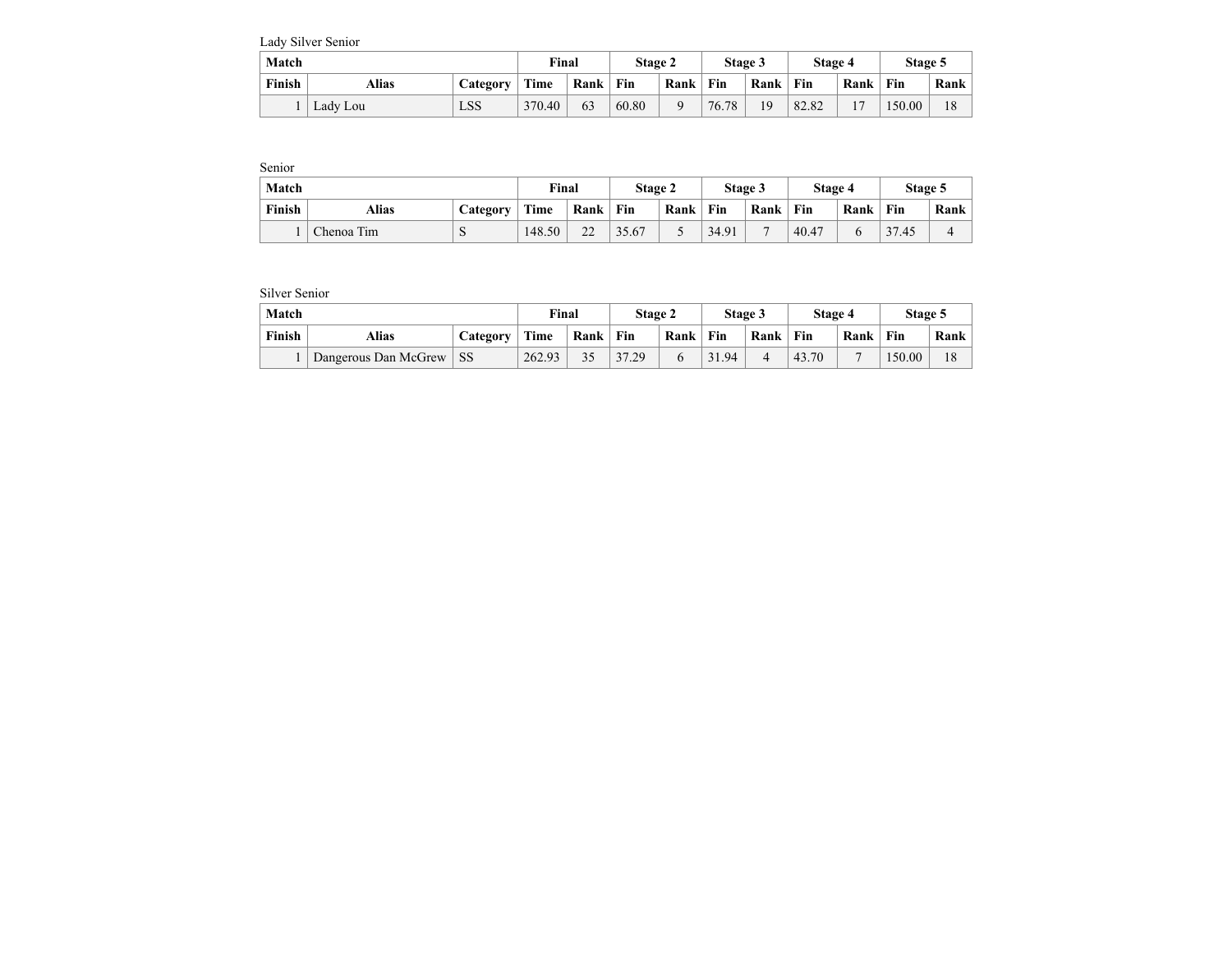Lady Silver Senior

| Match | | | Final | | Stage 2 | | Stage 3 | | Stage 4 | | Stage 5 | |
|---|---|---|---|---|---|---|---|---|---|---|---|---|
| Finish | Alias | Category | Time | Rank | Fin | Rank | Fin | Rank | Fin | Rank | Fin | Rank |
| 1 | Lady Lou | LSS | 370.40 | 63 | 60.80 | 9 | 76.78 | 19 | 82.82 | 17 | 150.00 | 18 |

Senior

| Match | | | Final | | Stage 2 | | Stage 3 | | Stage 4 | | Stage 5 | |
|---|---|---|---|---|---|---|---|---|---|---|---|---|
| Finish | Alias | Category | Time | Rank | Fin | Rank | Fin | Rank | Fin | Rank | Fin | Rank |
| 1 | Chenoa Tim | S | 148.50 | 22 | 35.67 | 5 | 34.91 | 7 | 40.47 | 6 | 37.45 | 4 |

Silver Senior

| Match | | | Final | | Stage 2 | | Stage 3 | | Stage 4 | | Stage 5 | |
|---|---|---|---|---|---|---|---|---|---|---|---|---|
| Finish | Alias | Category | Time | Rank | Fin | Rank | Fin | Rank | Fin | Rank | Fin | Rank |
| 1 | Dangerous Dan McGrew | SS | 262.93 | 35 | 37.29 | 6 | 31.94 | 4 | 43.70 | 7 | 150.00 | 18 |